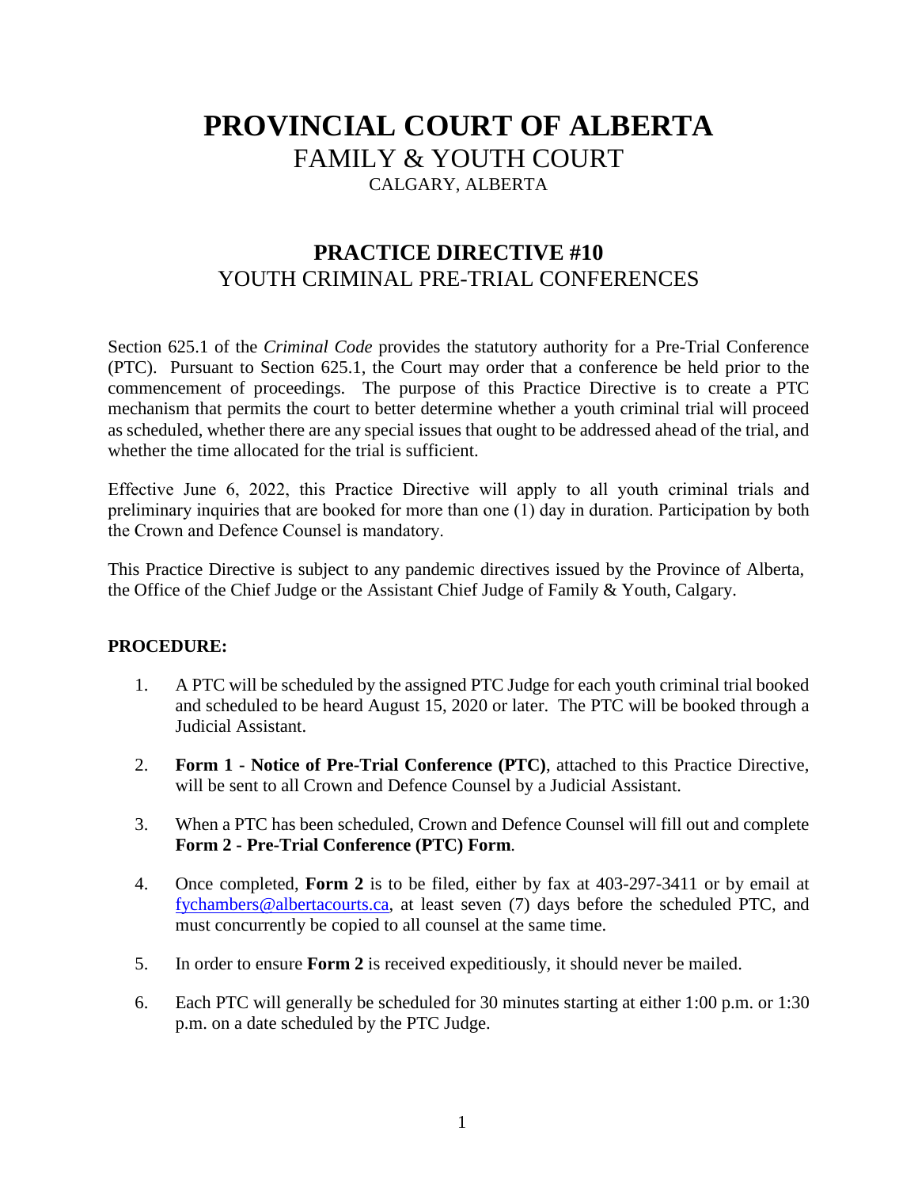# PROVINCIAL COURT OF ALBERTA

FAMILY & YOUTH COURT

CALGARY, ALBERTA

## PRACTICE DIRECTIVE #10

YOUTH CRIMINAL PRE-TRIAL CONFERENCES

Section 625.1 of the *Criminal Code* provides the statutory authority for a Pre-Trial Conference (PTC). Pursuant to Section 625.1, the Court may order that a conference be held prior to the commencement of proceedings. The purpose of this Practice Directive is to create a PTC mechanism that permits the court to better determine whether a youth criminal trial will proceed as scheduled, whether there are any special issues that ought to be addressed ahead of the trial, and whether the time allocated for the trial is sufficient.

Effective June 6, 2022, this Practice Directive will apply to all youth criminal trials and preliminary inquiries that are booked for more than one (1) day in duration. Participation by both the Crown and Defence Counsel is mandatory.

This Practice Directive is subject to any pandemic directives issued by the Province of Alberta, the Office of the Chief Judge or the Assistant Chief Judge of Family & Youth, Calgary.

**PROCEDURE:**

1. A PTC will be scheduled by the assigned PTC Judge for each youth criminal trial booked and scheduled to be heard August 15, 2020 or later. The PTC will be booked through a Judicial Assistant.
2. **Form 1 - Notice of Pre-Trial Conference (PTC)**, attached to this Practice Directive, will be sent to all Crown and Defence Counsel by a Judicial Assistant.
3. When a PTC has been scheduled, Crown and Defence Counsel will fill out and complete **Form 2 - Pre-Trial Conference (PTC) Form**.
4. Once completed, **Form 2** is to be filed, either by fax at 403-297-3411 or by email at fychambers@albertacourts.ca, at least seven (7) days before the scheduled PTC, and must concurrently be copied to all counsel at the same time.
5. In order to ensure **Form 2** is received expeditiously, it should never be mailed.
6. Each PTC will generally be scheduled for 30 minutes starting at either 1:00 p.m. or 1:30 p.m. on a date scheduled by the PTC Judge.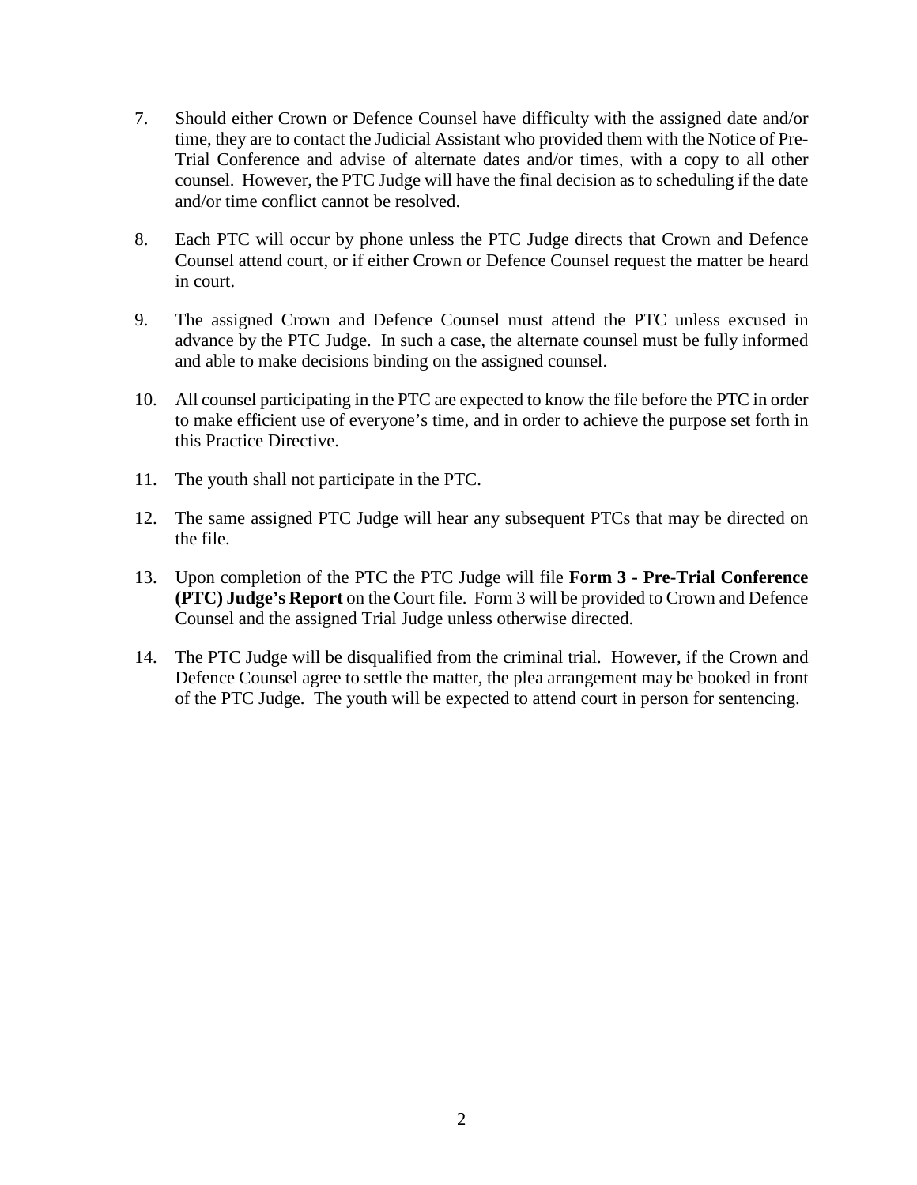7. Should either Crown or Defence Counsel have difficulty with the assigned date and/or time, they are to contact the Judicial Assistant who provided them with the Notice of Pre-Trial Conference and advise of alternate dates and/or times, with a copy to all other counsel. However, the PTC Judge will have the final decision as to scheduling if the date and/or time conflict cannot be resolved.

8. Each PTC will occur by phone unless the PTC Judge directs that Crown and Defence Counsel attend court, or if either Crown or Defence Counsel request the matter be heard in court.

9. The assigned Crown and Defence Counsel must attend the PTC unless excused in advance by the PTC Judge. In such a case, the alternate counsel must be fully informed and able to make decisions binding on the assigned counsel.

10. All counsel participating in the PTC are expected to know the file before the PTC in order to make efficient use of everyone's time, and in order to achieve the purpose set forth in this Practice Directive.

11. The youth shall not participate in the PTC.

12. The same assigned PTC Judge will hear any subsequent PTCs that may be directed on the file.

13. Upon completion of the PTC the PTC Judge will file **Form 3 - Pre-Trial Conference (PTC) Judge's Report** on the Court file. Form 3 will be provided to Crown and Defence Counsel and the assigned Trial Judge unless otherwise directed.

14. The PTC Judge will be disqualified from the criminal trial. However, if the Crown and Defence Counsel agree to settle the matter, the plea arrangement may be booked in front of the PTC Judge. The youth will be expected to attend court in person for sentencing.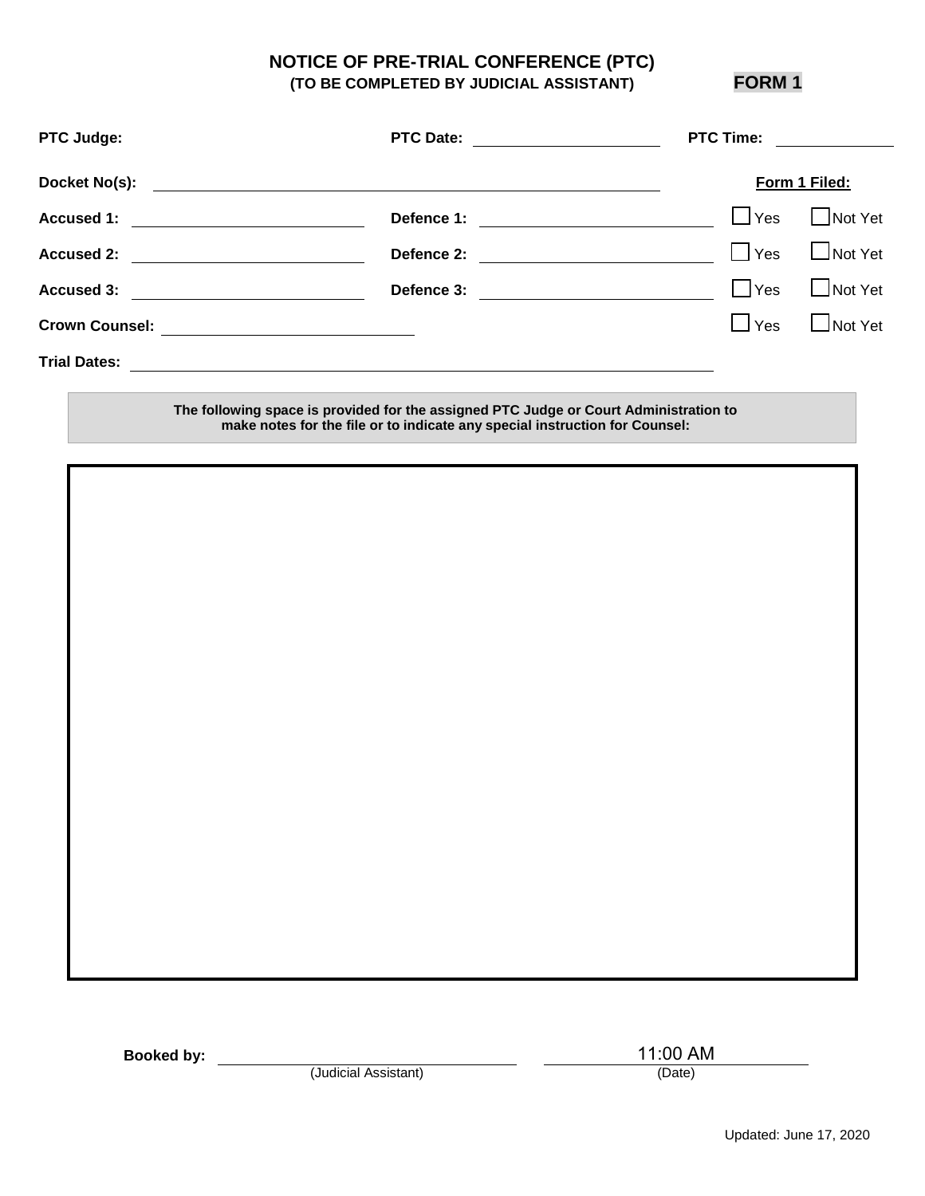# NOTICE OF PRE-TRIAL CONFERENCE (PTC)

**(TO BE COMPLETED BY JUDICIAL ASSISTANT)**

**FORM 1**

**PTC Judge:** **PTC Date:** \_\_\_\_\_\_\_\_\_\_\_\_\_\_\_\_\_\_\_\_ **PTC Time:** \_\_\_\_\_\_\_\_\_\_\_\_

**Docket No(s):** \_\_\_\_\_\_\_\_\_\_\_\_\_\_\_\_\_\_\_\_\_\_\_\_\_\_\_\_\_\_\_\_\_\_\_\_\_\_\_\_\_\_\_\_\_\_\_\_\_\_\_\_

| | | Form 1 Filed: | |
|---|---|---|---|
| **Accused 1:** \_\_\_\_\_\_\_\_\_\_\_\_\_\_\_\_\_\_\_\_ | **Defence 1:** \_\_\_\_\_\_\_\_\_\_\_\_\_\_\_\_\_\_\_\_ | ☐ Yes | ☐ Not Yet |
| **Accused 2:** \_\_\_\_\_\_\_\_\_\_\_\_\_\_\_\_\_\_\_\_ | **Defence 2:** \_\_\_\_\_\_\_\_\_\_\_\_\_\_\_\_\_\_\_\_ | ☐ Yes | ☐ Not Yet |
| **Accused 3:** \_\_\_\_\_\_\_\_\_\_\_\_\_\_\_\_\_\_\_\_ | **Defence 3:** \_\_\_\_\_\_\_\_\_\_\_\_\_\_\_\_\_\_\_\_ | ☐ Yes | ☐ Not Yet |
| **Crown Counsel:** \_\_\_\_\_\_\_\_\_\_\_\_\_\_\_\_\_\_\_\_ | | ☐ Yes | ☐ Not Yet |

**Trial Dates:** \_\_\_\_\_\_\_\_\_\_\_\_\_\_\_\_\_\_\_\_\_\_\_\_\_\_\_\_\_\_\_\_\_\_\_\_\_\_\_\_\_\_\_\_\_\_\_\_\_\_\_\_

**The following space is provided for the assigned PTC Judge or Court Administration to make notes for the file or to indicate any special instruction for Counsel:**

**Booked by:** \_\_\_\_\_\_\_\_\_\_\_\_\_\_\_\_\_\_\_\_\_\_\_\_
(Judicial Assistant)

11:00 AM
(Date)

Updated: June 17, 2020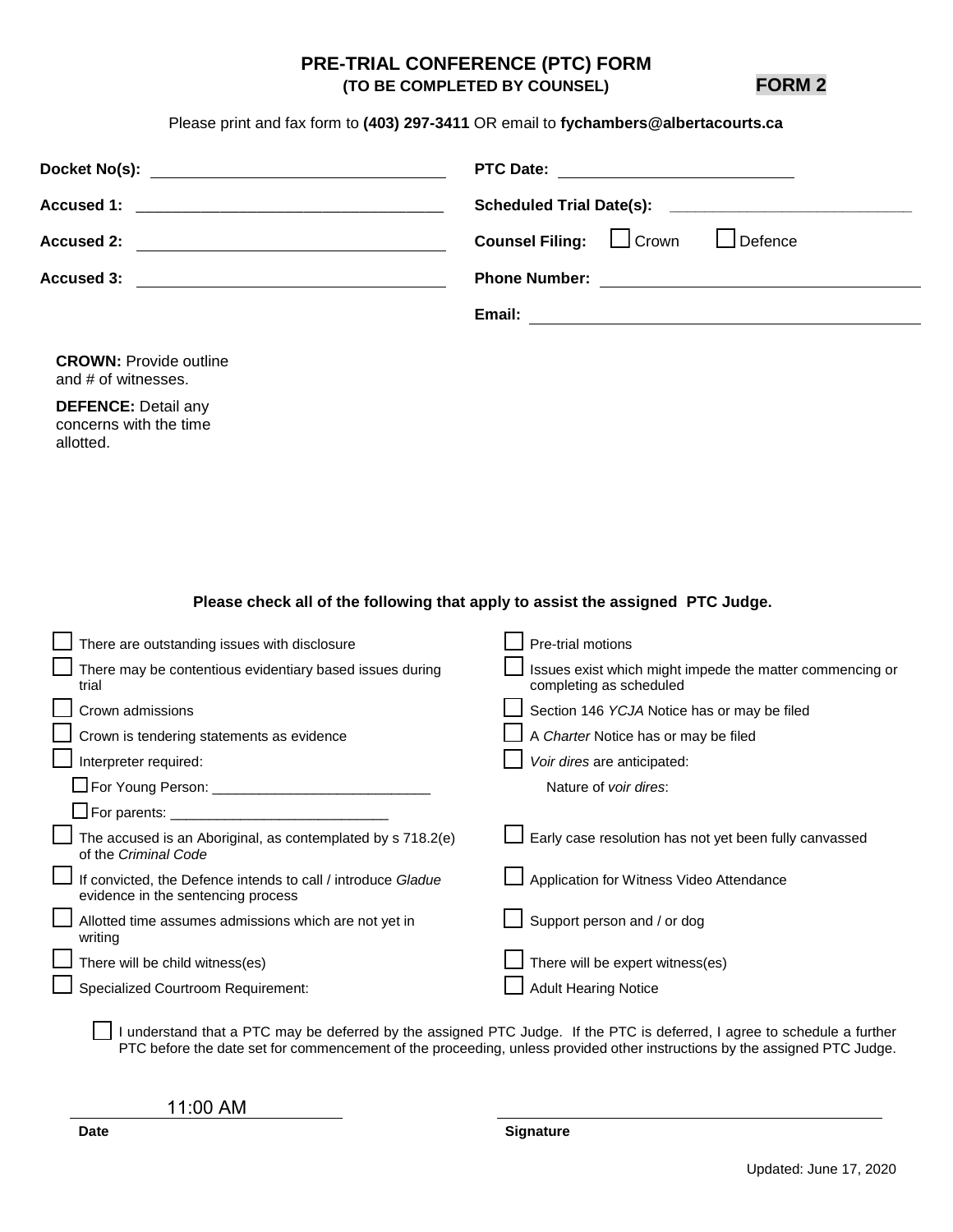# PRE-TRIAL CONFERENCE (PTC) FORM

**(TO BE COMPLETED BY COUNSEL)** **FORM 2**

Please print and fax form to **(403) 297-3411** OR email to **fychambers@albertacourts.ca**

**Docket No(s):** ______________________________

**Accused 1:** ______________________________

**Accused 2:** ______________________________

**Accused 3:** ______________________________

**PTC Date:** ______________________________

**Scheduled Trial Date(s):** ______________________________

**Counsel Filing:** ☐ Crown ☐ Defence

**Phone Number:** ______________________________

**Email:** ______________________________

**CROWN:** Provide outline and # of witnesses.

**DEFENCE:** Detail any concerns with the time allotted.

**Please check all of the following that apply to assist the assigned PTC Judge.**

- ☐ There are outstanding issues with disclosure
- ☐ There may be contentious evidentiary based issues during trial
- ☐ Crown admissions
- ☐ Crown is tendering statements as evidence
- ☐ Interpreter required:
  - ☐ For Young Person: ______________________________
  - ☐ For parents: ______________________________
- ☐ The accused is an Aboriginal, as contemplated by s 718.2(e) of the *Criminal Code*
- ☐ If convicted, the Defence intends to call / introduce *Gladue* evidence in the sentencing process
- ☐ Allotted time assumes admissions which are not yet in writing
- ☐ There will be child witness(es)
- ☐ Specialized Courtroom Requirement:
- ☐ Pre-trial motions
- ☐ Issues exist which might impede the matter commencing or completing as scheduled
- ☐ Section 146 *YCJA* Notice has or may be filed
- ☐ A *Charter* Notice has or may be filed
- ☐ *Voir dires* are anticipated:
  - Nature of *voir dires*:
- ☐ Early case resolution has not yet been fully canvassed
- ☐ Application for Witness Video Attendance
- ☐ Support person and / or dog
- ☐ There will be expert witness(es)
- ☐ Adult Hearing Notice

☐ I understand that a PTC may be deferred by the assigned PTC Judge. If the PTC is deferred, I agree to schedule a further PTC before the date set for commencement of the proceeding, unless provided other instructions by the assigned PTC Judge.

11:00 AM ______________________________
**Date**

______________________________
**Signature**

Updated: June 17, 2020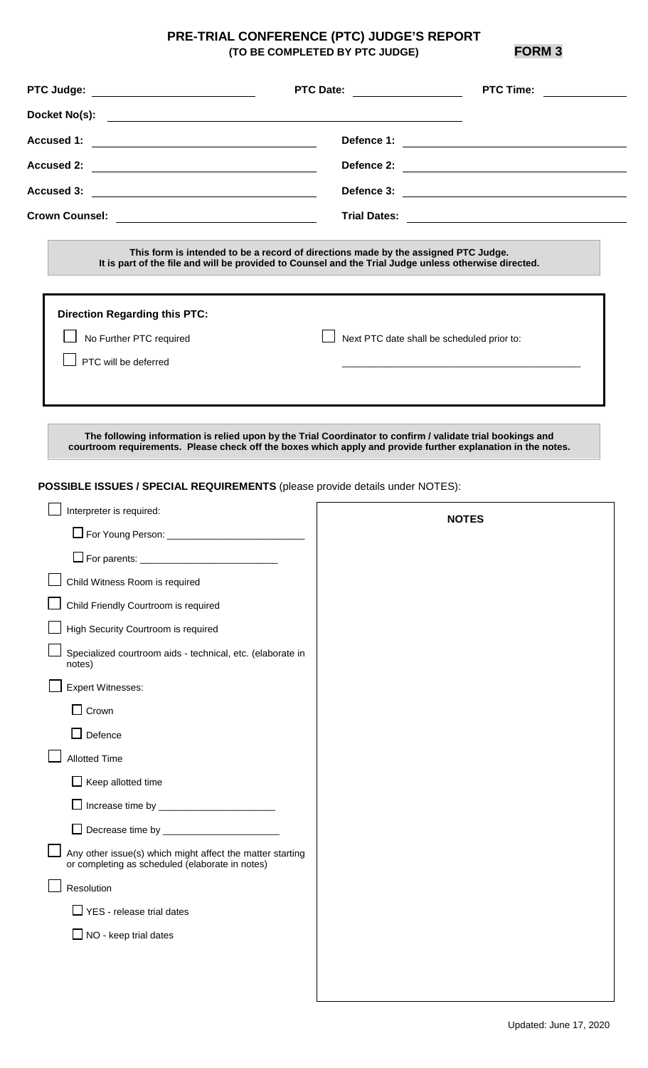# PRE-TRIAL CONFERENCE (PTC) JUDGE'S REPORT

**(TO BE COMPLETED BY PTC JUDGE)** **FORM 3**

**PTC Judge:** ____________________ **PTC Date:** ______________ **PTC Time:** __________

**Docket No(s):** ______________________________________________

**Accused 1:** ______________________________ **Defence 1:** ______________________________

**Accused 2:** ______________________________ **Defence 2:** ______________________________

**Accused 3:** ______________________________ **Defence 3:** ______________________________

**Crown Counsel:** ___________________________ **Trial Dates:** _____________________________

**This form is intended to be a record of directions made by the assigned PTC Judge. It is part of the file and will be provided to Counsel and the Trial Judge unless otherwise directed.**

**Direction Regarding this PTC:**

- ☐ No Further PTC required
- ☐ PTC will be deferred
- ☐ Next PTC date shall be scheduled prior to: ________________________________________

**The following information is relied upon by the Trial Coordinator to confirm / validate trial bookings and courtroom requirements. Please check off the boxes which apply and provide further explanation in the notes.**

**POSSIBLE ISSUES / SPECIAL REQUIREMENTS** (please provide details under NOTES):

| | **NOTES** |
|---|---|
| ☐ Interpreter is required: | |
| &nbsp;&nbsp;&nbsp;&nbsp;☐ For Young Person: ________________________ | |
| &nbsp;&nbsp;&nbsp;&nbsp;☐ For parents: ________________________ | |
| ☐ Child Witness Room is required | |
| ☐ Child Friendly Courtroom is required | |
| ☐ High Security Courtroom is required | |
| ☐ Specialized courtroom aids - technical, etc. (elaborate in notes) | |
| ☐ Expert Witnesses: | |
| &nbsp;&nbsp;&nbsp;&nbsp;☐ Crown | |
| &nbsp;&nbsp;&nbsp;&nbsp;☐ Defence | |
| ☐ Allotted Time | |
| &nbsp;&nbsp;&nbsp;&nbsp;☐ Keep allotted time | |
| &nbsp;&nbsp;&nbsp;&nbsp;☐ Increase time by ____________________ | |
| &nbsp;&nbsp;&nbsp;&nbsp;☐ Decrease time by ____________________ | |
| ☐ Any other issue(s) which might affect the matter starting or completing as scheduled (elaborate in notes) | |
| ☐ Resolution | |
| &nbsp;&nbsp;&nbsp;&nbsp;☐ YES - release trial dates | |
| &nbsp;&nbsp;&nbsp;&nbsp;☐ NO - keep trial dates | |

Updated: June 17, 2020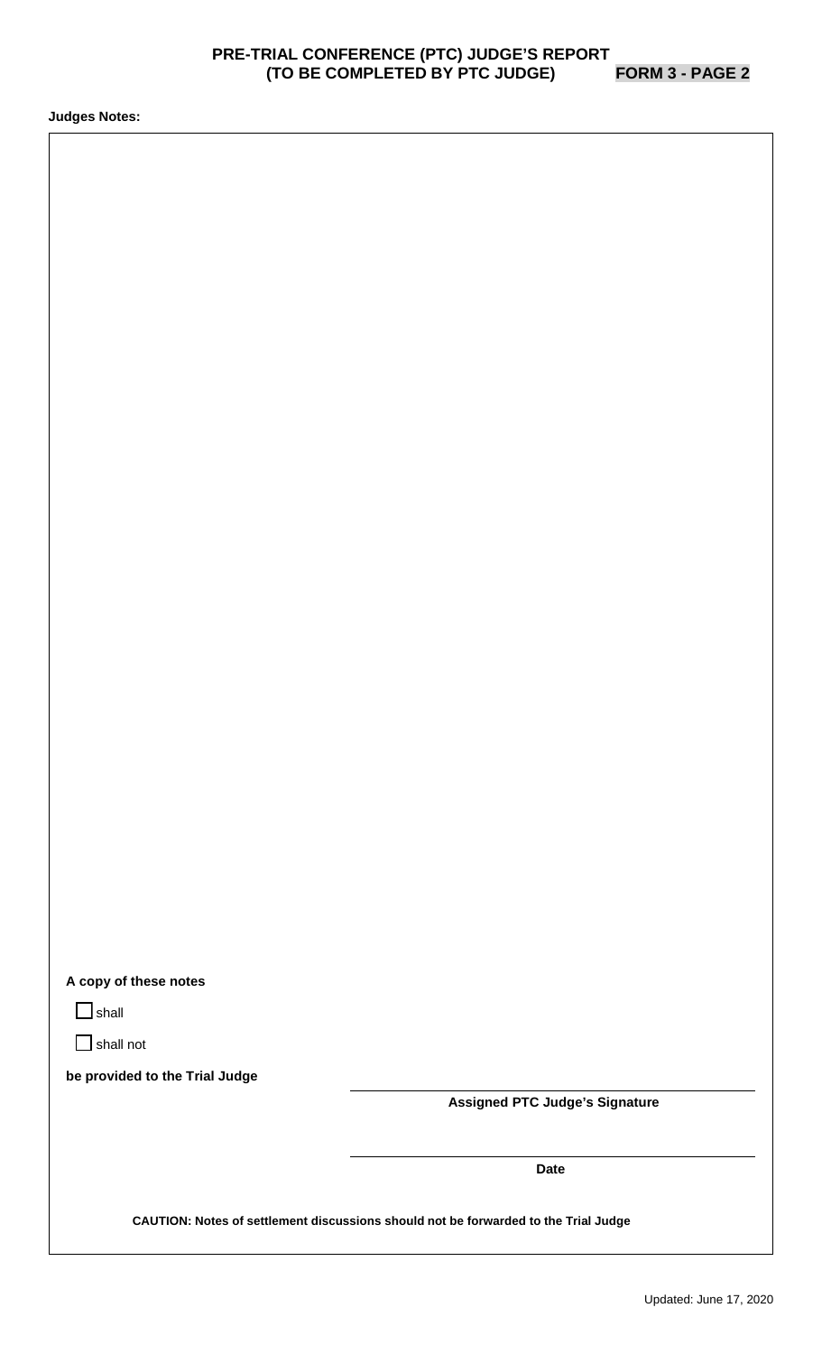# PRE-TRIAL CONFERENCE (PTC) JUDGE'S REPORT
## (TO BE COMPLETED BY PTC JUDGE) **FORM 3 - PAGE 2**

**Judges Notes:**

**A copy of these notes**

☐ shall

☐ shall not

**be provided to the Trial Judge**

______________________________
**Assigned PTC Judge's Signature**

______________________________
**Date**

**CAUTION: Notes of settlement discussions should not be forwarded to the Trial Judge**

Updated: June 17, 2020